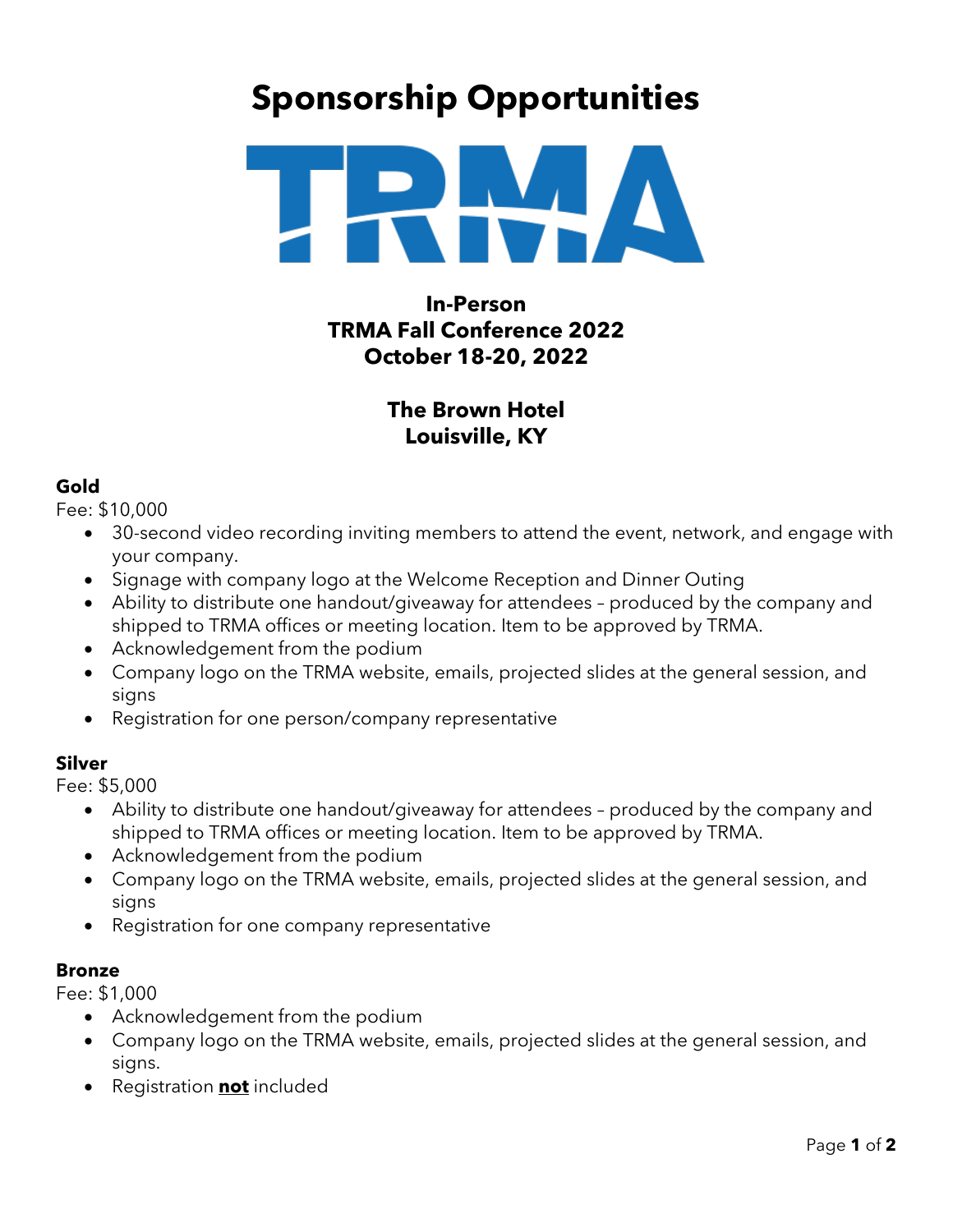# Sponsorship Opportunities

TRMA

**In-Person**
**TRMA Fall Conference 2022**
**October 18-20, 2022**

**The Brown Hotel**
**Louisville, KY**

### Gold

Fee: $10,000

- 30-second video recording inviting members to attend the event, network, and engage with your company.
- Signage with company logo at the Welcome Reception and Dinner Outing
- Ability to distribute one handout/giveaway for attendees – produced by the company and shipped to TRMA offices or meeting location. Item to be approved by TRMA.
- Acknowledgement from the podium
- Company logo on the TRMA website, emails, projected slides at the general session, and signs
- Registration for one person/company representative

### Silver

Fee: $5,000

- Ability to distribute one handout/giveaway for attendees – produced by the company and shipped to TRMA offices or meeting location. Item to be approved by TRMA.
- Acknowledgement from the podium
- Company logo on the TRMA website, emails, projected slides at the general session, and signs
- Registration for one company representative

### Bronze

Fee: $1,000

- Acknowledgement from the podium
- Company logo on the TRMA website, emails, projected slides at the general session, and signs.
- Registration **not** included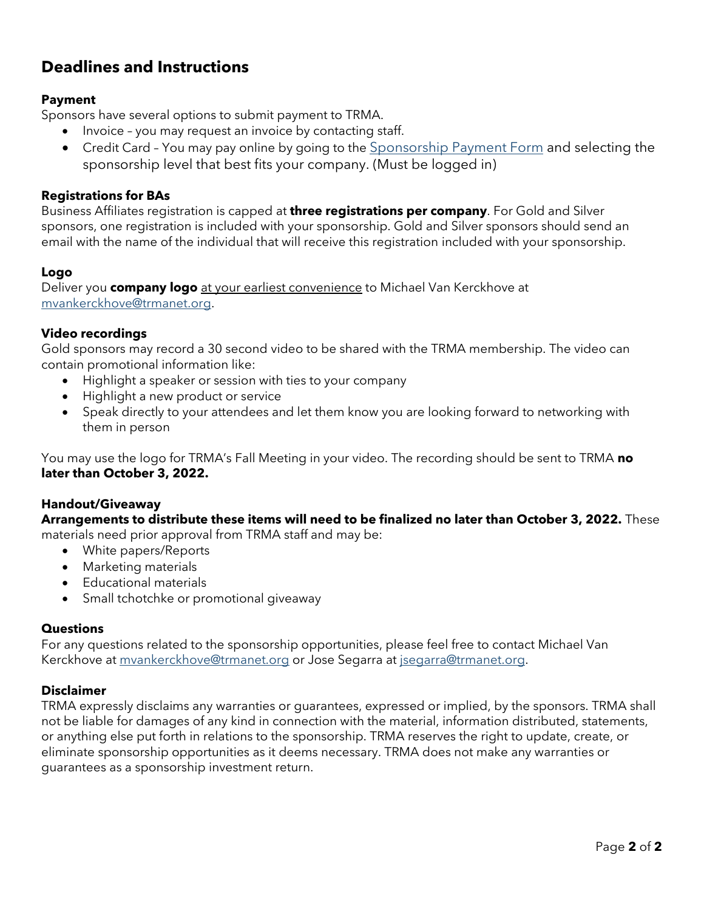## Deadlines and Instructions

**Payment**

Sponsors have several options to submit payment to TRMA.

- Invoice – you may request an invoice by contacting staff.
- Credit Card – You may pay online by going to the Sponsorship Payment Form and selecting the sponsorship level that best fits your company. (Must be logged in)

**Registrations for BAs**

Business Affiliates registration is capped at **three registrations per company**. For Gold and Silver sponsors, one registration is included with your sponsorship. Gold and Silver sponsors should send an email with the name of the individual that will receive this registration included with your sponsorship.

**Logo**

Deliver you **company logo** at your earliest convenience to Michael Van Kerckhove at mvankerckhove@trmanet.org.

**Video recordings**

Gold sponsors may record a 30 second video to be shared with the TRMA membership. The video can contain promotional information like:

- Highlight a speaker or session with ties to your company
- Highlight a new product or service
- Speak directly to your attendees and let them know you are looking forward to networking with them in person

You may use the logo for TRMA's Fall Meeting in your video. The recording should be sent to TRMA **no later than October 3, 2022.**

**Handout/Giveaway**

**Arrangements to distribute these items will need to be finalized no later than October 3, 2022.** These materials need prior approval from TRMA staff and may be:

- White papers/Reports
- Marketing materials
- Educational materials
- Small tchotchke or promotional giveaway

**Questions**

For any questions related to the sponsorship opportunities, please feel free to contact Michael Van Kerckhove at mvankerckhove@trmanet.org or Jose Segarra at jsegarra@trmanet.org.

**Disclaimer**

TRMA expressly disclaims any warranties or guarantees, expressed or implied, by the sponsors. TRMA shall not be liable for damages of any kind in connection with the material, information distributed, statements, or anything else put forth in relations to the sponsorship. TRMA reserves the right to update, create, or eliminate sponsorship opportunities as it deems necessary. TRMA does not make any warranties or guarantees as a sponsorship investment return.